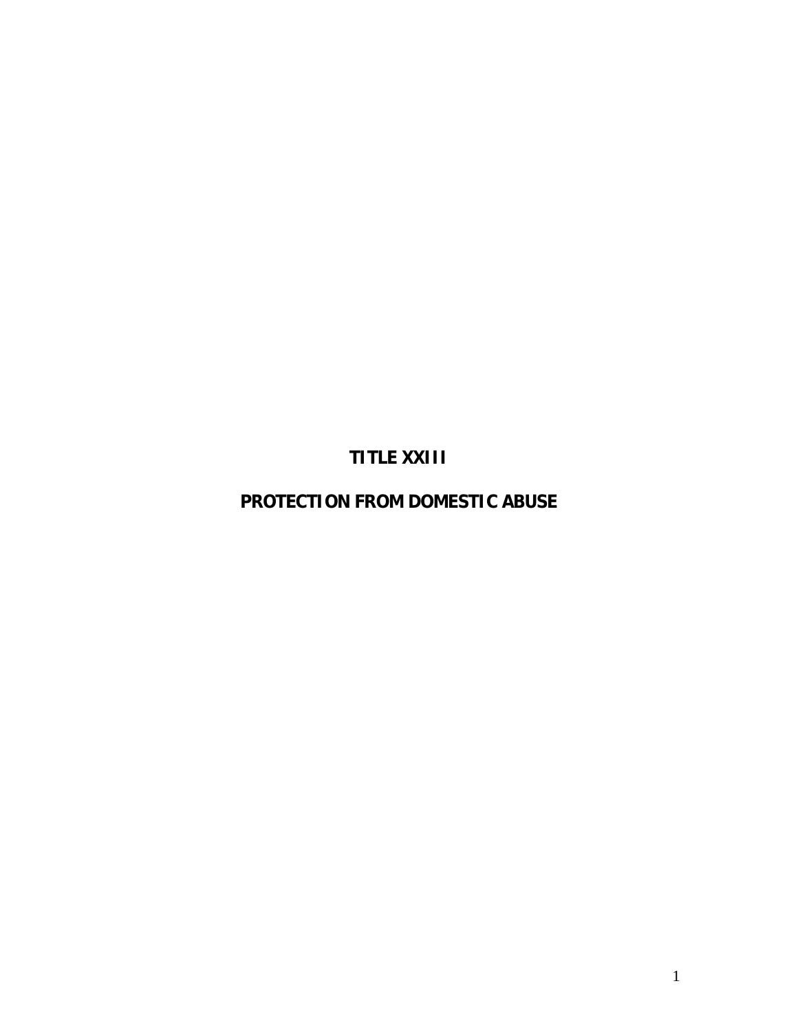# TITLE XXIII

# PROTECTION FROM DOMESTIC ABUSE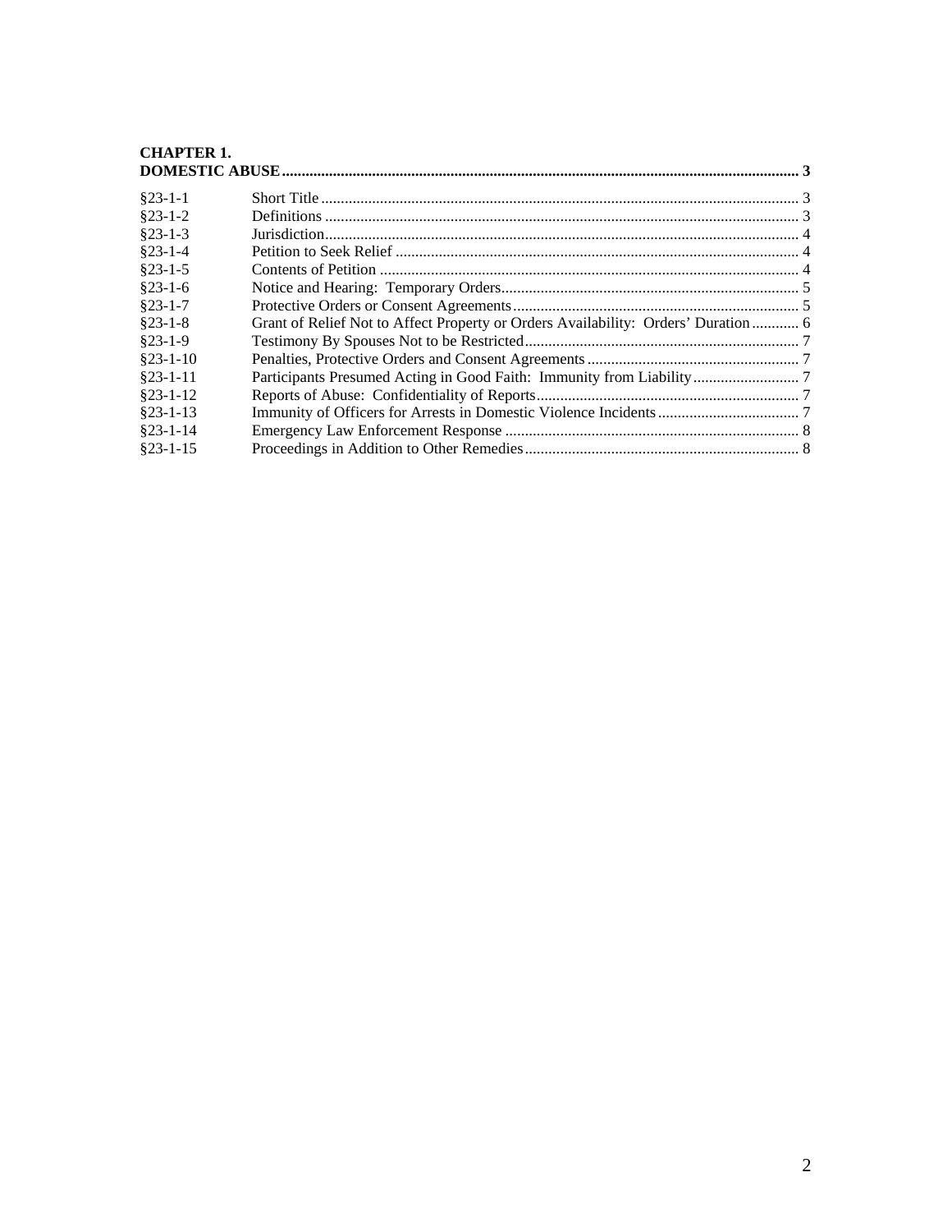**CHAPTER 1.**
**DOMESTIC ABUSE** .......... 3

| | | |
|---|---|---|
| §23-1-1 | Short Title | 3 |
| §23-1-2 | Definitions | 3 |
| §23-1-3 | Jurisdiction | 4 |
| §23-1-4 | Petition to Seek Relief | 4 |
| §23-1-5 | Contents of Petition | 4 |
| §23-1-6 | Notice and Hearing: Temporary Orders | 5 |
| §23-1-7 | Protective Orders or Consent Agreements | 5 |
| §23-1-8 | Grant of Relief Not to Affect Property or Orders Availability: Orders' Duration | 6 |
| §23-1-9 | Testimony By Spouses Not to be Restricted | 7 |
| §23-1-10 | Penalties, Protective Orders and Consent Agreements | 7 |
| §23-1-11 | Participants Presumed Acting in Good Faith: Immunity from Liability | 7 |
| §23-1-12 | Reports of Abuse: Confidentiality of Reports | 7 |
| §23-1-13 | Immunity of Officers for Arrests in Domestic Violence Incidents | 7 |
| §23-1-14 | Emergency Law Enforcement Response | 8 |
| §23-1-15 | Proceedings in Addition to Other Remedies | 8 |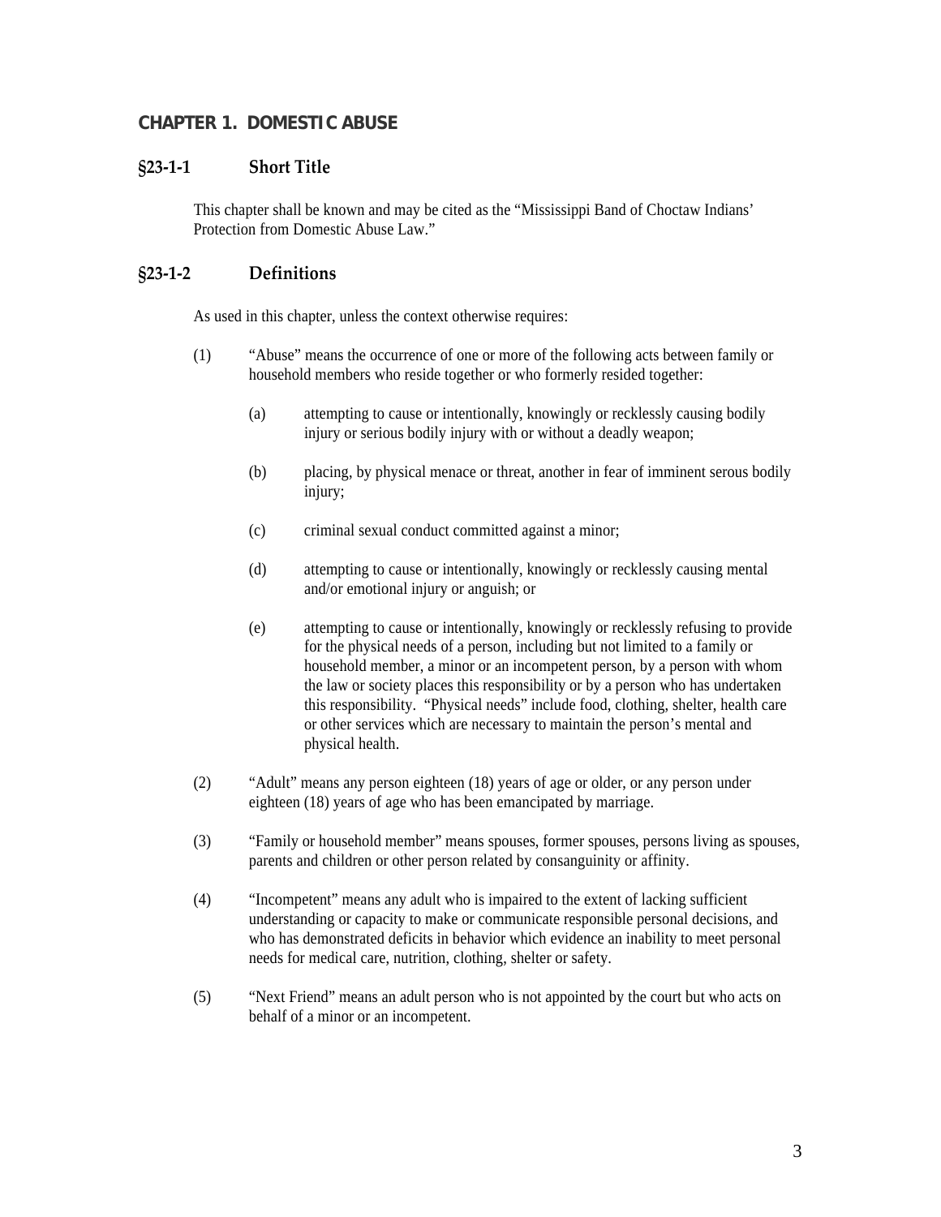## CHAPTER 1. DOMESTIC ABUSE

### §23-1-1 Short Title

This chapter shall be known and may be cited as the "Mississippi Band of Choctaw Indians' Protection from Domestic Abuse Law."

### §23-1-2 Definitions

As used in this chapter, unless the context otherwise requires:

(1) "Abuse" means the occurrence of one or more of the following acts between family or household members who reside together or who formerly resided together:

(a) attempting to cause or intentionally, knowingly or recklessly causing bodily injury or serious bodily injury with or without a deadly weapon;

(b) placing, by physical menace or threat, another in fear of imminent serous bodily injury;

(c) criminal sexual conduct committed against a minor;

(d) attempting to cause or intentionally, knowingly or recklessly causing mental and/or emotional injury or anguish; or

(e) attempting to cause or intentionally, knowingly or recklessly refusing to provide for the physical needs of a person, including but not limited to a family or household member, a minor or an incompetent person, by a person with whom the law or society places this responsibility or by a person who has undertaken this responsibility. "Physical needs" include food, clothing, shelter, health care or other services which are necessary to maintain the person's mental and physical health.

(2) "Adult" means any person eighteen (18) years of age or older, or any person under eighteen (18) years of age who has been emancipated by marriage.

(3) "Family or household member" means spouses, former spouses, persons living as spouses, parents and children or other person related by consanguinity or affinity.

(4) "Incompetent" means any adult who is impaired to the extent of lacking sufficient understanding or capacity to make or communicate responsible personal decisions, and who has demonstrated deficits in behavior which evidence an inability to meet personal needs for medical care, nutrition, clothing, shelter or safety.

(5) "Next Friend" means an adult person who is not appointed by the court but who acts on behalf of a minor or an incompetent.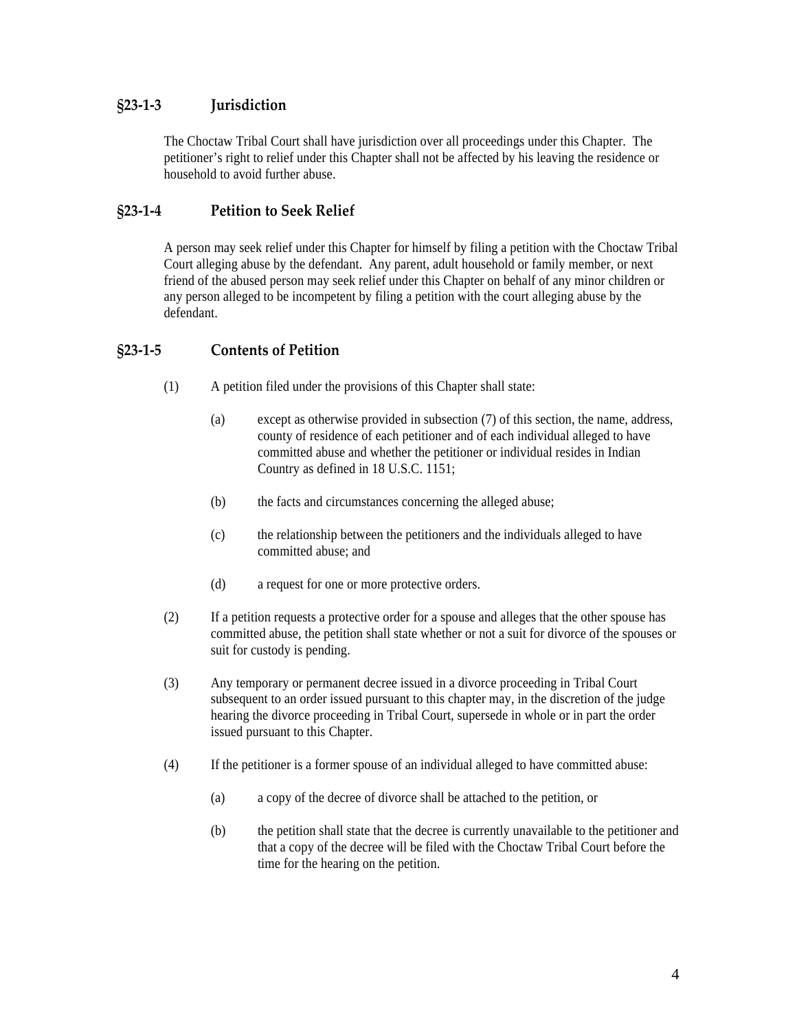## §23-1-3 Jurisdiction

The Choctaw Tribal Court shall have jurisdiction over all proceedings under this Chapter. The petitioner's right to relief under this Chapter shall not be affected by his leaving the residence or household to avoid further abuse.

## §23-1-4 Petition to Seek Relief

A person may seek relief under this Chapter for himself by filing a petition with the Choctaw Tribal Court alleging abuse by the defendant. Any parent, adult household or family member, or next friend of the abused person may seek relief under this Chapter on behalf of any minor children or any person alleged to be incompetent by filing a petition with the court alleging abuse by the defendant.

## §23-1-5 Contents of Petition

(1) A petition filed under the provisions of this Chapter shall state:

  (a) except as otherwise provided in subsection (7) of this section, the name, address, county of residence of each petitioner and of each individual alleged to have committed abuse and whether the petitioner or individual resides in Indian Country as defined in 18 U.S.C. 1151;

  (b) the facts and circumstances concerning the alleged abuse;

  (c) the relationship between the petitioners and the individuals alleged to have committed abuse; and

  (d) a request for one or more protective orders.

(2) If a petition requests a protective order for a spouse and alleges that the other spouse has committed abuse, the petition shall state whether or not a suit for divorce of the spouses or suit for custody is pending.

(3) Any temporary or permanent decree issued in a divorce proceeding in Tribal Court subsequent to an order issued pursuant to this chapter may, in the discretion of the judge hearing the divorce proceeding in Tribal Court, supersede in whole or in part the order issued pursuant to this Chapter.

(4) If the petitioner is a former spouse of an individual alleged to have committed abuse:

  (a) a copy of the decree of divorce shall be attached to the petition, or

  (b) the petition shall state that the decree is currently unavailable to the petitioner and that a copy of the decree will be filed with the Choctaw Tribal Court before the time for the hearing on the petition.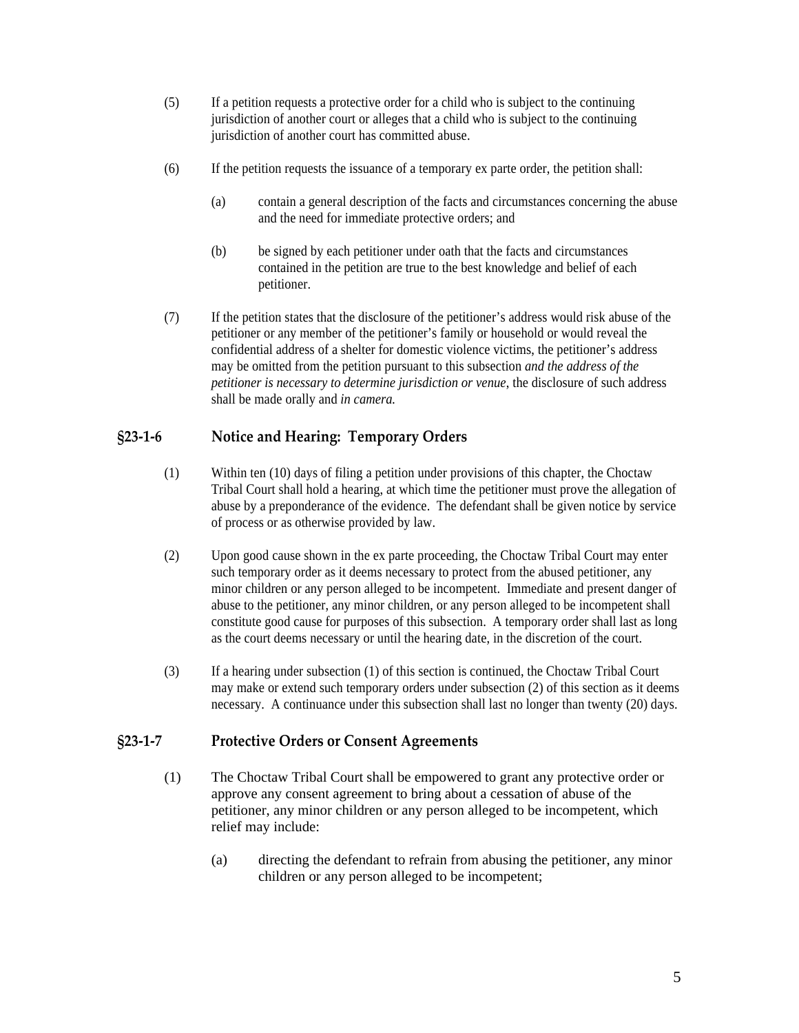(5) If a petition requests a protective order for a child who is subject to the continuing jurisdiction of another court or alleges that a child who is subject to the continuing jurisdiction of another court has committed abuse.

(6) If the petition requests the issuance of a temporary ex parte order, the petition shall:

   (a) contain a general description of the facts and circumstances concerning the abuse and the need for immediate protective orders; and

   (b) be signed by each petitioner under oath that the facts and circumstances contained in the petition are true to the best knowledge and belief of each petitioner.

(7) If the petition states that the disclosure of the petitioner's address would risk abuse of the petitioner or any member of the petitioner's family or household or would reveal the confidential address of a shelter for domestic violence victims, the petitioner's address may be omitted from the petition pursuant to this subsection *and the address of the petitioner is necessary to determine jurisdiction or venue*, the disclosure of such address shall be made orally and *in camera.*

## §23-1-6 Notice and Hearing: Temporary Orders

(1) Within ten (10) days of filing a petition under provisions of this chapter, the Choctaw Tribal Court shall hold a hearing, at which time the petitioner must prove the allegation of abuse by a preponderance of the evidence. The defendant shall be given notice by service of process or as otherwise provided by law.

(2) Upon good cause shown in the ex parte proceeding, the Choctaw Tribal Court may enter such temporary order as it deems necessary to protect from the abused petitioner, any minor children or any person alleged to be incompetent. Immediate and present danger of abuse to the petitioner, any minor children, or any person alleged to be incompetent shall constitute good cause for purposes of this subsection. A temporary order shall last as long as the court deems necessary or until the hearing date, in the discretion of the court.

(3) If a hearing under subsection (1) of this section is continued, the Choctaw Tribal Court may make or extend such temporary orders under subsection (2) of this section as it deems necessary. A continuance under this subsection shall last no longer than twenty (20) days.

## §23-1-7 Protective Orders or Consent Agreements

(1) The Choctaw Tribal Court shall be empowered to grant any protective order or approve any consent agreement to bring about a cessation of abuse of the petitioner, any minor children or any person alleged to be incompetent, which relief may include:

   (a) directing the defendant to refrain from abusing the petitioner, any minor children or any person alleged to be incompetent;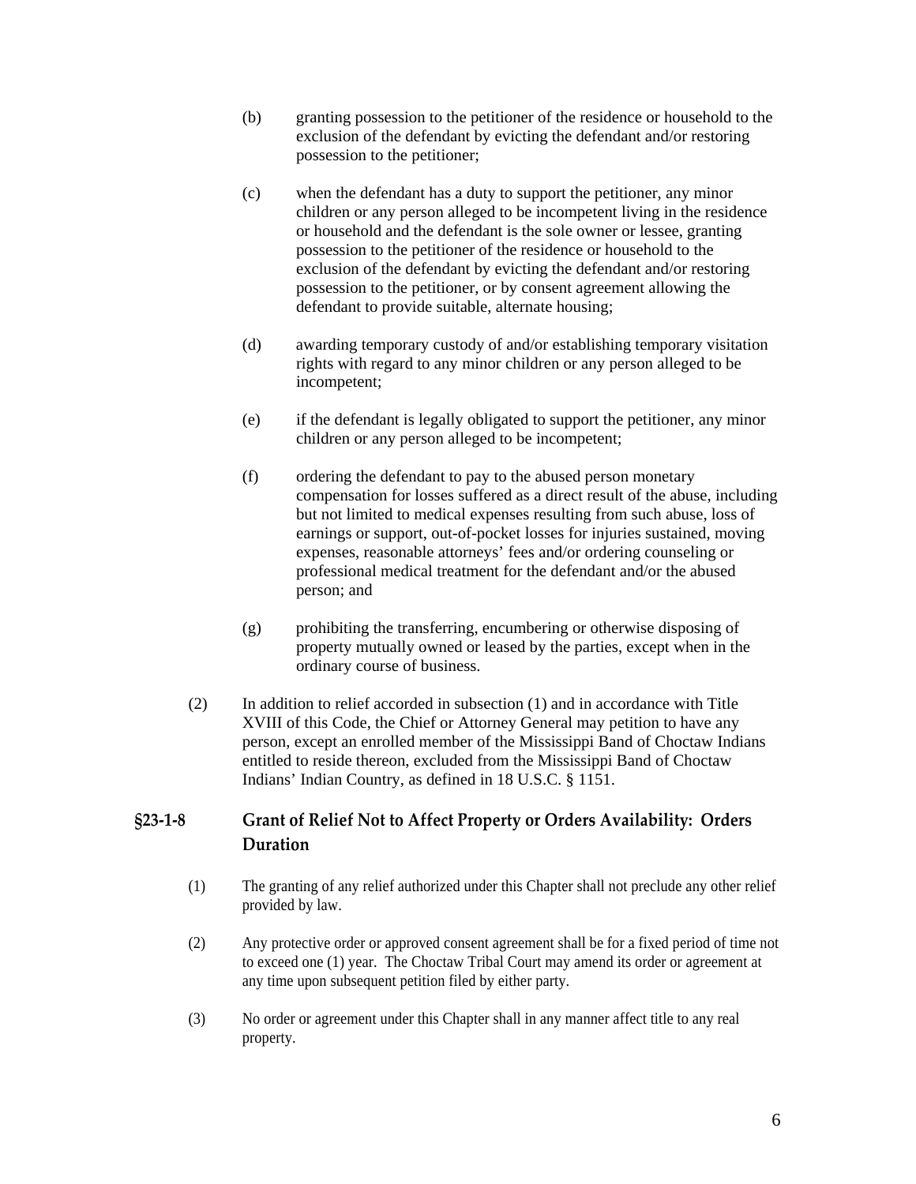(b) granting possession to the petitioner of the residence or household to the exclusion of the defendant by evicting the defendant and/or restoring possession to the petitioner;

(c) when the defendant has a duty to support the petitioner, any minor children or any person alleged to be incompetent living in the residence or household and the defendant is the sole owner or lessee, granting possession to the petitioner of the residence or household to the exclusion of the defendant by evicting the defendant and/or restoring possession to the petitioner, or by consent agreement allowing the defendant to provide suitable, alternate housing;

(d) awarding temporary custody of and/or establishing temporary visitation rights with regard to any minor children or any person alleged to be incompetent;

(e) if the defendant is legally obligated to support the petitioner, any minor children or any person alleged to be incompetent;

(f) ordering the defendant to pay to the abused person monetary compensation for losses suffered as a direct result of the abuse, including but not limited to medical expenses resulting from such abuse, loss of earnings or support, out-of-pocket losses for injuries sustained, moving expenses, reasonable attorneys' fees and/or ordering counseling or professional medical treatment for the defendant and/or the abused person; and

(g) prohibiting the transferring, encumbering or otherwise disposing of property mutually owned or leased by the parties, except when in the ordinary course of business.

(2) In addition to relief accorded in subsection (1) and in accordance with Title XVIII of this Code, the Chief or Attorney General may petition to have any person, except an enrolled member of the Mississippi Band of Choctaw Indians entitled to reside thereon, excluded from the Mississippi Band of Choctaw Indians' Indian Country, as defined in 18 U.S.C. § 1151.

## §23-1-8 Grant of Relief Not to Affect Property or Orders Availability: Orders Duration

(1) The granting of any relief authorized under this Chapter shall not preclude any other relief provided by law.

(2) Any protective order or approved consent agreement shall be for a fixed period of time not to exceed one (1) year. The Choctaw Tribal Court may amend its order or agreement at any time upon subsequent petition filed by either party.

(3) No order or agreement under this Chapter shall in any manner affect title to any real property.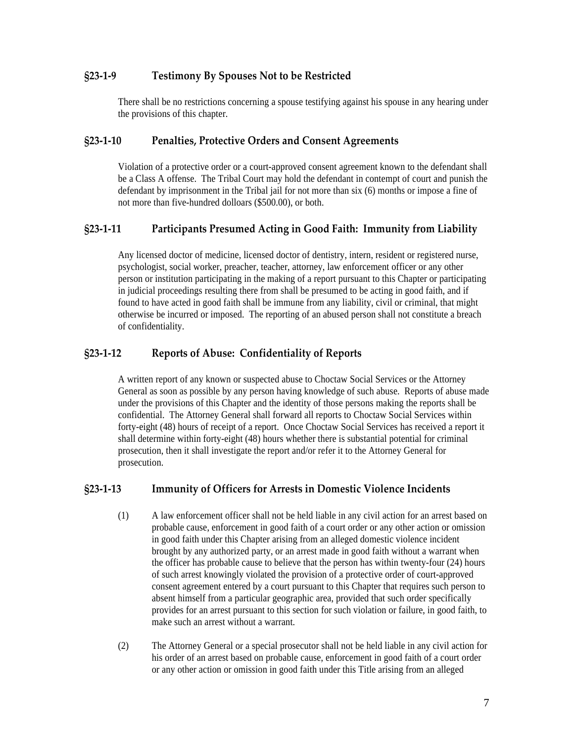## §23-1-9 Testimony By Spouses Not to be Restricted

There shall be no restrictions concerning a spouse testifying against his spouse in any hearing under the provisions of this chapter.

## §23-1-10 Penalties, Protective Orders and Consent Agreements

Violation of a protective order or a court-approved consent agreement known to the defendant shall be a Class A offense. The Tribal Court may hold the defendant in contempt of court and punish the defendant by imprisonment in the Tribal jail for not more than six (6) months or impose a fine of not more than five-hundred dolloars ($500.00), or both.

## §23-1-11 Participants Presumed Acting in Good Faith: Immunity from Liability

Any licensed doctor of medicine, licensed doctor of dentistry, intern, resident or registered nurse, psychologist, social worker, preacher, teacher, attorney, law enforcement officer or any other person or institution participating in the making of a report pursuant to this Chapter or participating in judicial proceedings resulting there from shall be presumed to be acting in good faith, and if found to have acted in good faith shall be immune from any liability, civil or criminal, that might otherwise be incurred or imposed. The reporting of an abused person shall not constitute a breach of confidentiality.

## §23-1-12 Reports of Abuse: Confidentiality of Reports

A written report of any known or suspected abuse to Choctaw Social Services or the Attorney General as soon as possible by any person having knowledge of such abuse. Reports of abuse made under the provisions of this Chapter and the identity of those persons making the reports shall be confidential. The Attorney General shall forward all reports to Choctaw Social Services within forty-eight (48) hours of receipt of a report. Once Choctaw Social Services has received a report it shall determine within forty-eight (48) hours whether there is substantial potential for criminal prosecution, then it shall investigate the report and/or refer it to the Attorney General for prosecution.

## §23-1-13 Immunity of Officers for Arrests in Domestic Violence Incidents

(1) A law enforcement officer shall not be held liable in any civil action for an arrest based on probable cause, enforcement in good faith of a court order or any other action or omission in good faith under this Chapter arising from an alleged domestic violence incident brought by any authorized party, or an arrest made in good faith without a warrant when the officer has probable cause to believe that the person has within twenty-four (24) hours of such arrest knowingly violated the provision of a protective order of court-approved consent agreement entered by a court pursuant to this Chapter that requires such person to absent himself from a particular geographic area, provided that such order specifically provides for an arrest pursuant to this section for such violation or failure, in good faith, to make such an arrest without a warrant.

(2) The Attorney General or a special prosecutor shall not be held liable in any civil action for his order of an arrest based on probable cause, enforcement in good faith of a court order or any other action or omission in good faith under this Title arising from an alleged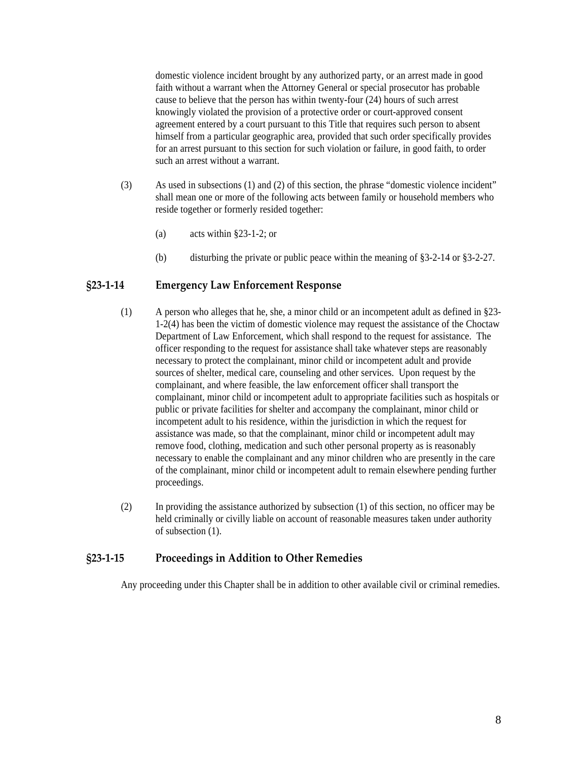domestic violence incident brought by any authorized party, or an arrest made in good faith without a warrant when the Attorney General or special prosecutor has probable cause to believe that the person has within twenty-four (24) hours of such arrest knowingly violated the provision of a protective order or court-approved consent agreement entered by a court pursuant to this Title that requires such person to absent himself from a particular geographic area, provided that such order specifically provides for an arrest pursuant to this section for such violation or failure, in good faith, to order such an arrest without a warrant.

(3) As used in subsections (1) and (2) of this section, the phrase "domestic violence incident" shall mean one or more of the following acts between family or household members who reside together or formerly resided together:

(a) acts within §23-1-2; or

(b) disturbing the private or public peace within the meaning of §3-2-14 or §3-2-27.

## §23-1-14 Emergency Law Enforcement Response

(1) A person who alleges that he, she, a minor child or an incompetent adult as defined in §23-1-2(4) has been the victim of domestic violence may request the assistance of the Choctaw Department of Law Enforcement, which shall respond to the request for assistance. The officer responding to the request for assistance shall take whatever steps are reasonably necessary to protect the complainant, minor child or incompetent adult and provide sources of shelter, medical care, counseling and other services. Upon request by the complainant, and where feasible, the law enforcement officer shall transport the complainant, minor child or incompetent adult to appropriate facilities such as hospitals or public or private facilities for shelter and accompany the complainant, minor child or incompetent adult to his residence, within the jurisdiction in which the request for assistance was made, so that the complainant, minor child or incompetent adult may remove food, clothing, medication and such other personal property as is reasonably necessary to enable the complainant and any minor children who are presently in the care of the complainant, minor child or incompetent adult to remain elsewhere pending further proceedings.

(2) In providing the assistance authorized by subsection (1) of this section, no officer may be held criminally or civilly liable on account of reasonable measures taken under authority of subsection (1).

## §23-1-15 Proceedings in Addition to Other Remedies

Any proceeding under this Chapter shall be in addition to other available civil or criminal remedies.